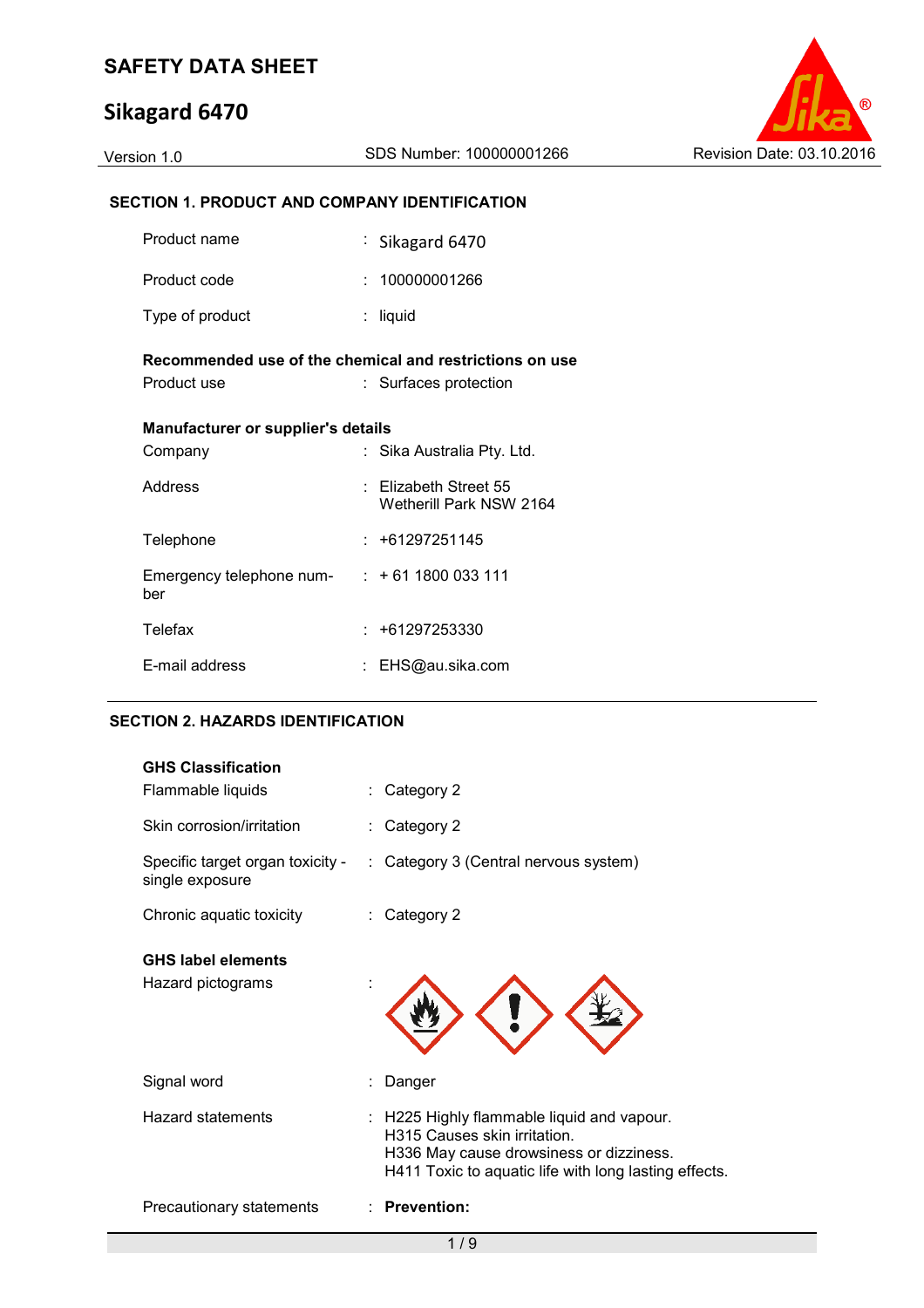# SAFETY DATA SHEET

## Sikagard 6470

Version 1.0 | SDS Number: 100000001266 | Revision Date: 03.10.2016

### SECTION 1. PRODUCT AND COMPANY IDENTIFICATION

| | | |
|---|---|---|
| Product name | : | Sikagard 6470 |
| Product code | : | 100000001266 |
| Type of product | : | liquid |

**Recommended use of the chemical and restrictions on use**

| | | |
|---|---|---|
| Product use | : | Surfaces protection |

**Manufacturer or supplier's details**

| | | |
|---|---|---|
| Company | : | Sika Australia Pty. Ltd. |
| Address | : | Elizabeth Street 55<br>Wetherill Park NSW 2164 |
| Telephone | : | +61297251145 |
| Emergency telephone number | : | + 61 1800 033 111 |
| Telefax | : | +61297253330 |
| E-mail address | : | EHS@au.sika.com |

### SECTION 2. HAZARDS IDENTIFICATION

**GHS Classification**

| | | |
|---|---|---|
| Flammable liquids | : | Category 2 |
| Skin corrosion/irritation | : | Category 2 |
| Specific target organ toxicity - single exposure | : | Category 3 (Central nervous system) |
| Chronic aquatic toxicity | : | Category 2 |

**GHS label elements**

| | | |
|---|---|---|
| Hazard pictograms | : | |
| Signal word | : | Danger |
| Hazard statements | : | H225 Highly flammable liquid and vapour.<br>H315 Causes skin irritation.<br>H336 May cause drowsiness or dizziness.<br>H411 Toxic to aquatic life with long lasting effects. |
| Precautionary statements | : | **Prevention:** |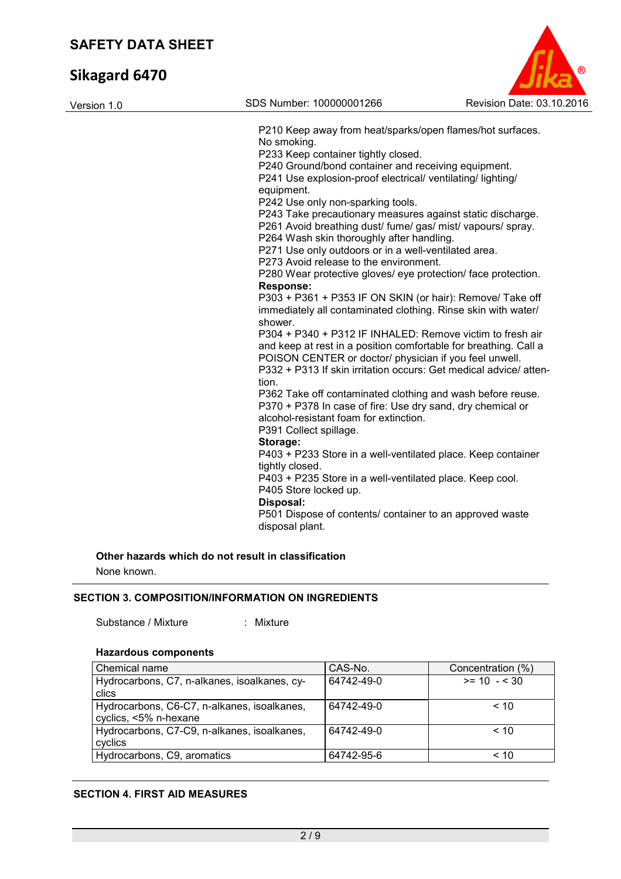P210 Keep away from heat/sparks/open flames/hot surfaces. No smoking.
P233 Keep container tightly closed.
P240 Ground/bond container and receiving equipment.
P241 Use explosion-proof electrical/ ventilating/ lighting/ equipment.
P242 Use only non-sparking tools.
P243 Take precautionary measures against static discharge.
P261 Avoid breathing dust/ fume/ gas/ mist/ vapours/ spray.
P264 Wash skin thoroughly after handling.
P271 Use only outdoors or in a well-ventilated area.
P273 Avoid release to the environment.
P280 Wear protective gloves/ eye protection/ face protection.

**Response:**
P303 + P361 + P353 IF ON SKIN (or hair): Remove/ Take off immediately all contaminated clothing. Rinse skin with water/ shower.
P304 + P340 + P312 IF INHALED: Remove victim to fresh air and keep at rest in a position comfortable for breathing. Call a POISON CENTER or doctor/ physician if you feel unwell.
P332 + P313 If skin irritation occurs: Get medical advice/ attention.
P362 Take off contaminated clothing and wash before reuse.
P370 + P378 In case of fire: Use dry sand, dry chemical or alcohol-resistant foam for extinction.
P391 Collect spillage.

**Storage:**
P403 + P233 Store in a well-ventilated place. Keep container tightly closed.
P403 + P235 Store in a well-ventilated place. Keep cool.
P405 Store locked up.

**Disposal:**
P501 Dispose of contents/ container to an approved waste disposal plant.

**Other hazards which do not result in classification**

None known.

## SECTION 3. COMPOSITION/INFORMATION ON INGREDIENTS

Substance / Mixture : Mixture

**Hazardous components**

| Chemical name | CAS-No. | Concentration (%) |
|---|---|---|
| Hydrocarbons, C7, n-alkanes, isoalkanes, cyclics | 64742-49-0 | >= 10 - < 30 |
| Hydrocarbons, C6-C7, n-alkanes, isoalkanes, cyclics, <5% n-hexane | 64742-49-0 | < 10 |
| Hydrocarbons, C7-C9, n-alkanes, isoalkanes, cyclics | 64742-49-0 | < 10 |
| Hydrocarbons, C9, aromatics | 64742-95-6 | < 10 |

## SECTION 4. FIRST AID MEASURES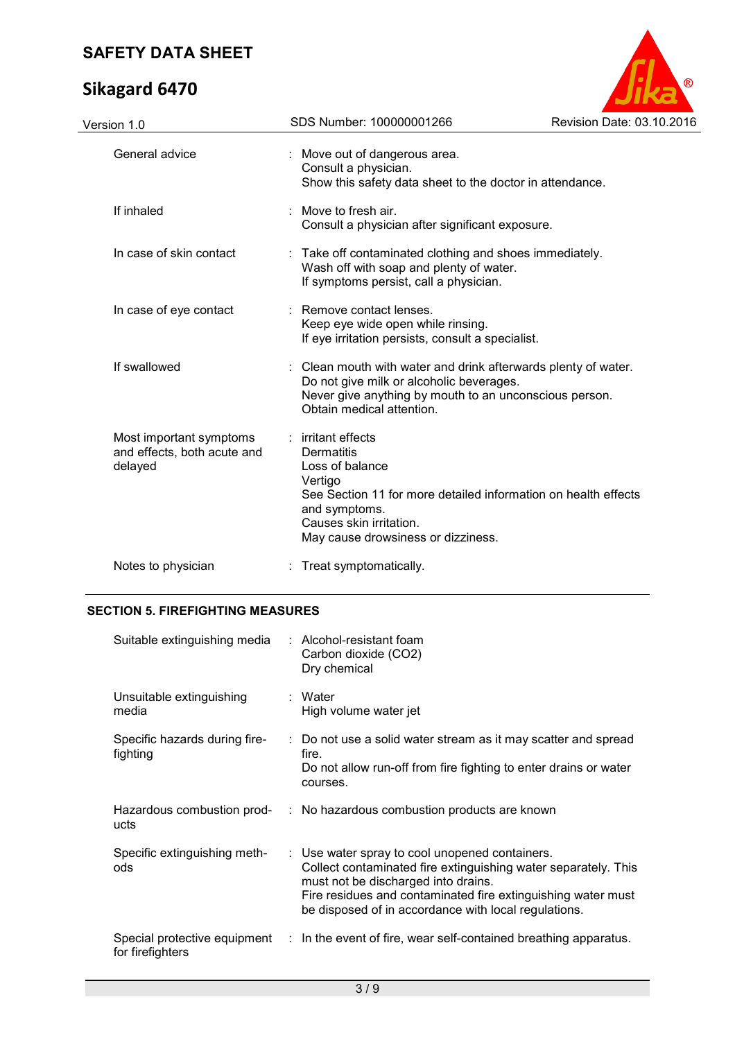| | |
|---|---|
| General advice | : Move out of dangerous area.<br>Consult a physician.<br>Show this safety data sheet to the doctor in attendance. |
| If inhaled | : Move to fresh air.<br>Consult a physician after significant exposure. |
| In case of skin contact | : Take off contaminated clothing and shoes immediately.<br>Wash off with soap and plenty of water.<br>If symptoms persist, call a physician. |
| In case of eye contact | : Remove contact lenses.<br>Keep eye wide open while rinsing.<br>If eye irritation persists, consult a specialist. |
| If swallowed | : Clean mouth with water and drink afterwards plenty of water.<br>Do not give milk or alcoholic beverages.<br>Never give anything by mouth to an unconscious person.<br>Obtain medical attention. |
| Most important symptoms and effects, both acute and delayed | : irritant effects<br>Dermatitis<br>Loss of balance<br>Vertigo<br>See Section 11 for more detailed information on health effects and symptoms.<br>Causes skin irritation.<br>May cause drowsiness or dizziness. |
| Notes to physician | : Treat symptomatically. |

## SECTION 5. FIREFIGHTING MEASURES

| | |
|---|---|
| Suitable extinguishing media | : Alcohol-resistant foam<br>Carbon dioxide ($CO_2$)<br>Dry chemical |
| Unsuitable extinguishing media | : Water<br>High volume water jet |
| Specific hazards during fire-fighting | : Do not use a solid water stream as it may scatter and spread fire.<br>Do not allow run-off from fire fighting to enter drains or water courses. |
| Hazardous combustion products | : No hazardous combustion products are known |
| Specific extinguishing methods | : Use water spray to cool unopened containers.<br>Collect contaminated fire extinguishing water separately. This must not be discharged into drains.<br>Fire residues and contaminated fire extinguishing water must be disposed of in accordance with local regulations. |
| Special protective equipment for firefighters | : In the event of fire, wear self-contained breathing apparatus. |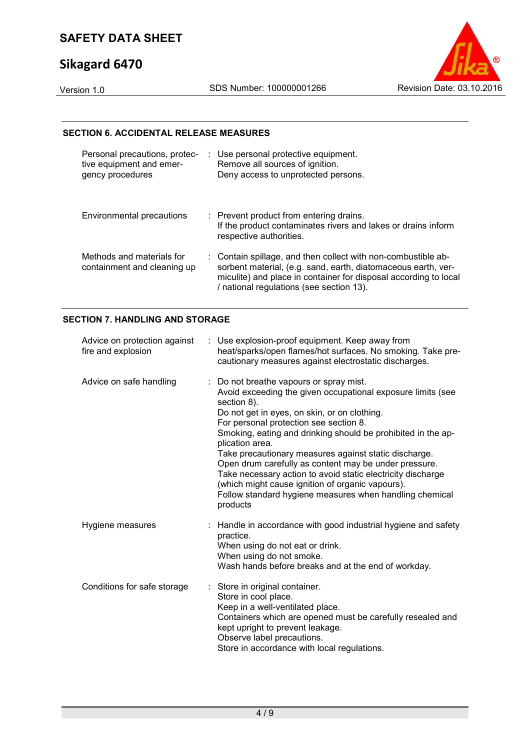## SECTION 6. ACCIDENTAL RELEASE MEASURES

| | |
|---|---|
| Personal precautions, protective equipment and emergency procedures | Use personal protective equipment.<br>Remove all sources of ignition.<br>Deny access to unprotected persons. |
| Environmental precautions | Prevent product from entering drains.<br>If the product contaminates rivers and lakes or drains inform respective authorities. |
| Methods and materials for containment and cleaning up | Contain spillage, and then collect with non-combustible absorbent material, (e.g. sand, earth, diatomaceous earth, vermiculite) and place in container for disposal according to local / national regulations (see section 13). |

## SECTION 7. HANDLING AND STORAGE

| | |
|---|---|
| Advice on protection against fire and explosion | Use explosion-proof equipment. Keep away from heat/sparks/open flames/hot surfaces. No smoking. Take precautionary measures against electrostatic discharges. |
| Advice on safe handling | Do not breathe vapours or spray mist.<br>Avoid exceeding the given occupational exposure limits (see section 8).<br>Do not get in eyes, on skin, or on clothing.<br>For personal protection see section 8.<br>Smoking, eating and drinking should be prohibited in the application area.<br>Take precautionary measures against static discharge.<br>Open drum carefully as content may be under pressure.<br>Take necessary action to avoid static electricity discharge (which might cause ignition of organic vapours).<br>Follow standard hygiene measures when handling chemical products |
| Hygiene measures | Handle in accordance with good industrial hygiene and safety practice.<br>When using do not eat or drink.<br>When using do not smoke.<br>Wash hands before breaks and at the end of workday. |
| Conditions for safe storage | Store in original container.<br>Store in cool place.<br>Keep in a well-ventilated place.<br>Containers which are opened must be carefully resealed and kept upright to prevent leakage.<br>Observe label precautions.<br>Store in accordance with local regulations. |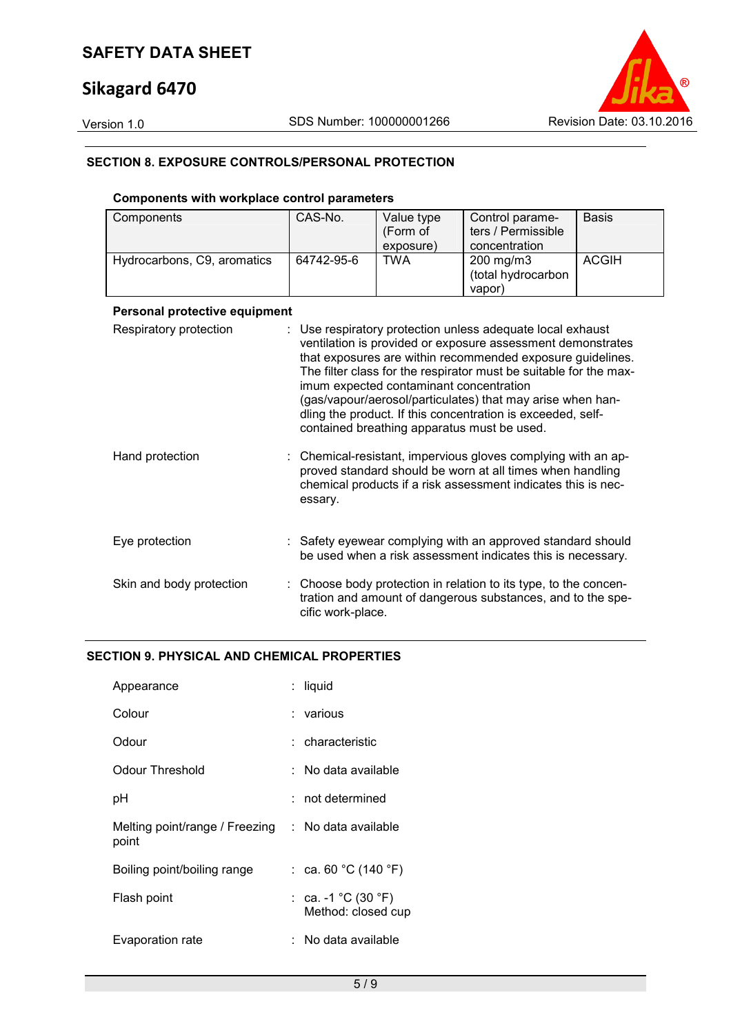## SECTION 8. EXPOSURE CONTROLS/PERSONAL PROTECTION

### Components with workplace control parameters

| Components | CAS-No. | Value type (Form of exposure) | Control parameters / Permissible concentration | Basis |
|---|---|---|---|---|
| Hydrocarbons, C9, aromatics | 64742-95-6 | TWA | 200 mg/m3 (total hydrocarbon vapor) | ACGIH |

### Personal protective equipment

Respiratory protection : Use respiratory protection unless adequate local exhaust ventilation is provided or exposure assessment demonstrates that exposures are within recommended exposure guidelines. The filter class for the respirator must be suitable for the maximum expected contaminant concentration (gas/vapour/aerosol/particulates) that may arise when handling the product. If this concentration is exceeded, self-contained breathing apparatus must be used.

Hand protection : Chemical-resistant, impervious gloves complying with an approved standard should be worn at all times when handling chemical products if a risk assessment indicates this is necessary.

Eye protection : Safety eyewear complying with an approved standard should be used when a risk assessment indicates this is necessary.

Skin and body protection : Choose body protection in relation to its type, to the concentration and amount of dangerous substances, and to the specific work-place.

## SECTION 9. PHYSICAL AND CHEMICAL PROPERTIES

Appearance : liquid

Colour : various

Odour : characteristic

Odour Threshold : No data available

pH : not determined

Melting point/range / Freezing point : No data available

Boiling point/boiling range : ca. 60 °C (140 °F)

Flash point : ca. -1 °C (30 °F)
Method: closed cup

Evaporation rate : No data available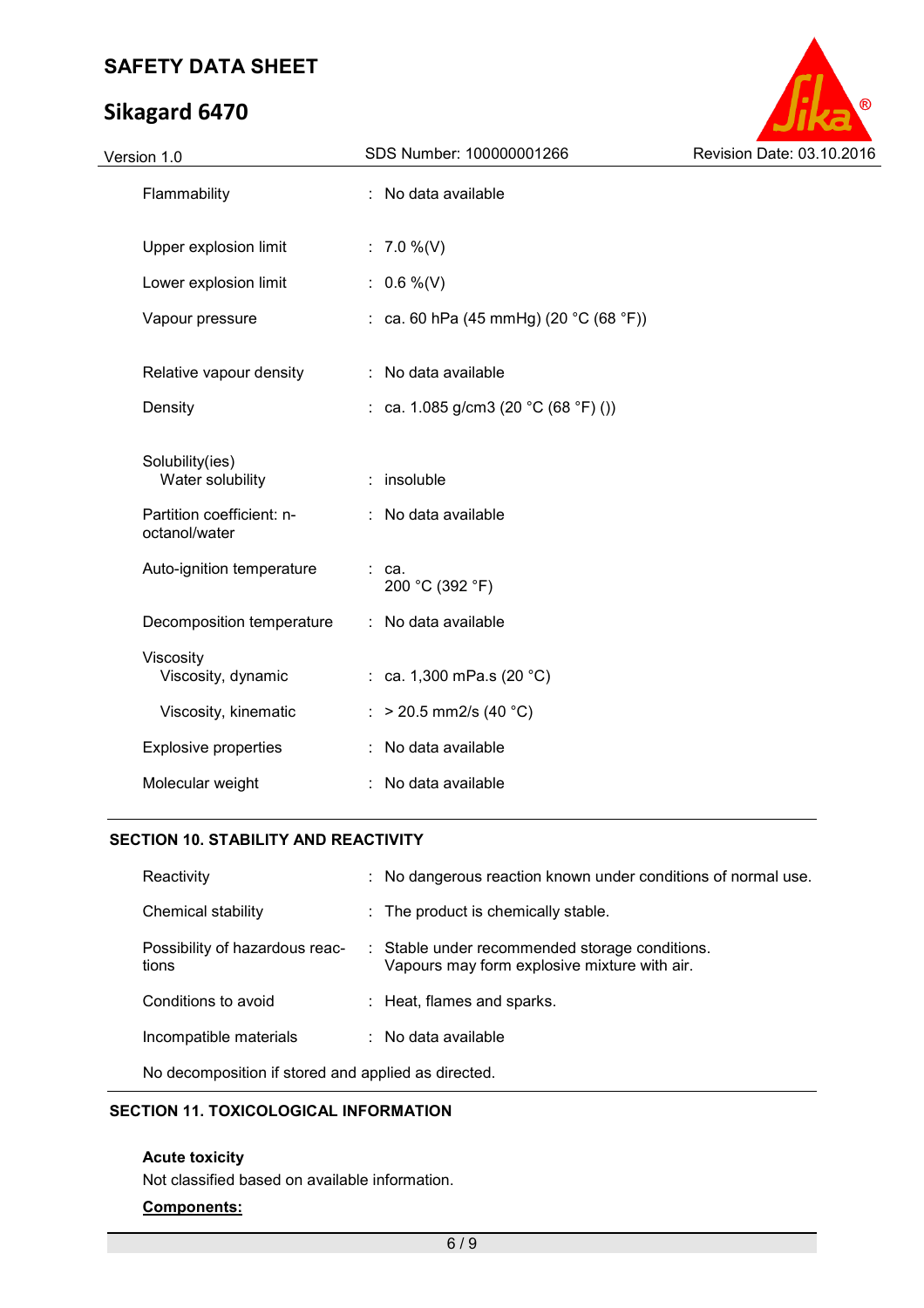| | |
|---|---|
| Flammability | : No data available |
| Upper explosion limit | : 7.0 %(V) |
| Lower explosion limit | : 0.6 %(V) |
| Vapour pressure | : ca. 60 hPa (45 mmHg) (20 °C (68 °F)) |
| Relative vapour density | : No data available |
| Density | : ca. 1.085 g/cm3 (20 °C (68 °F) ()) |
| Solubility(ies) | |
| Water solubility | : insoluble |
| Partition coefficient: n-octanol/water | : No data available |
| Auto-ignition temperature | : ca. 200 °C (392 °F) |
| Decomposition temperature | : No data available |
| Viscosity | |
| Viscosity, dynamic | : ca. 1,300 mPa.s (20 °C) |
| Viscosity, kinematic | : > 20.5 mm2/s (40 °C) |
| Explosive properties | : No data available |
| Molecular weight | : No data available |

## SECTION 10. STABILITY AND REACTIVITY

| | |
|---|---|
| Reactivity | : No dangerous reaction known under conditions of normal use. |
| Chemical stability | : The product is chemically stable. |
| Possibility of hazardous reactions | : Stable under recommended storage conditions. Vapours may form explosive mixture with air. |
| Conditions to avoid | : Heat, flames and sparks. |
| Incompatible materials | : No data available |

No decomposition if stored and applied as directed.

## SECTION 11. TOXICOLOGICAL INFORMATION

**Acute toxicity**

Not classified based on available information.

**Components:**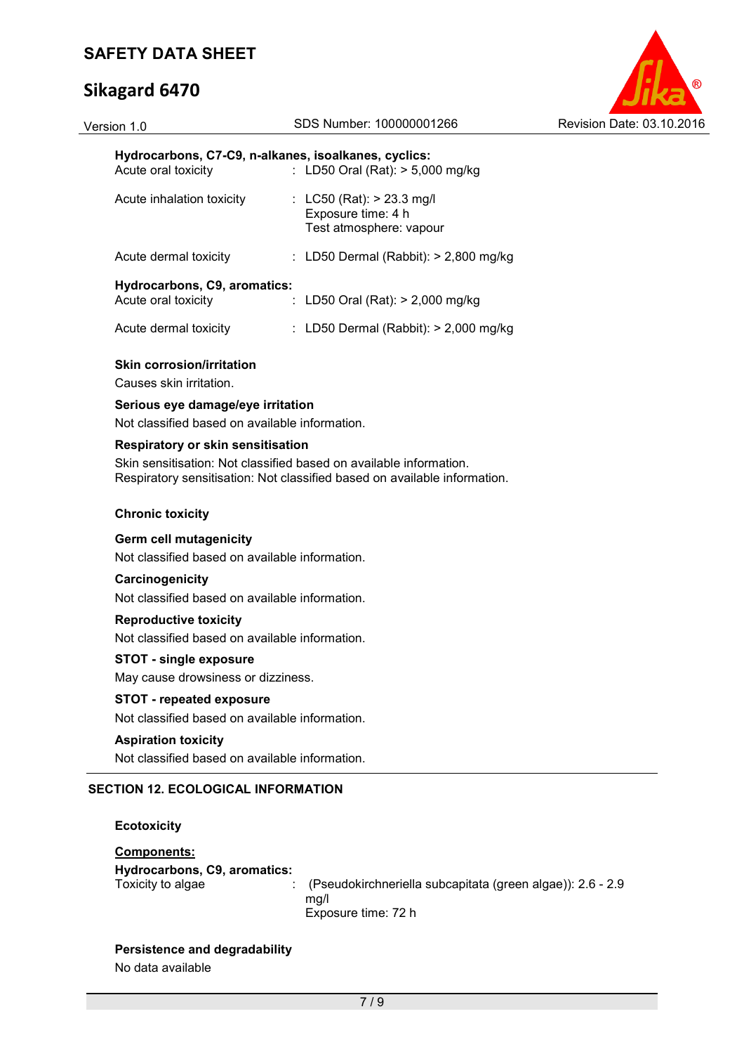**Hydrocarbons, C7-C9, n-alkanes, isoalkanes, cyclics:**

Acute oral toxicity : LD50 Oral (Rat): > 5,000 mg/kg

Acute inhalation toxicity : LC50 (Rat): > 23.3 mg/l
Exposure time: 4 h
Test atmosphere: vapour

Acute dermal toxicity : LD50 Dermal (Rabbit): > 2,800 mg/kg

**Hydrocarbons, C9, aromatics:**

Acute oral toxicity : LD50 Oral (Rat): > 2,000 mg/kg

Acute dermal toxicity : LD50 Dermal (Rabbit): > 2,000 mg/kg

**Skin corrosion/irritation**

Causes skin irritation.

**Serious eye damage/eye irritation**

Not classified based on available information.

**Respiratory or skin sensitisation**

Skin sensitisation: Not classified based on available information.
Respiratory sensitisation: Not classified based on available information.

**Chronic toxicity**

**Germ cell mutagenicity**

Not classified based on available information.

**Carcinogenicity**

Not classified based on available information.

**Reproductive toxicity**

Not classified based on available information.

**STOT - single exposure**

May cause drowsiness or dizziness.

**STOT - repeated exposure**

Not classified based on available information.

**Aspiration toxicity**

Not classified based on available information.

## SECTION 12. ECOLOGICAL INFORMATION

**Ecotoxicity**

**Components:**

**Hydrocarbons, C9, aromatics:**

Toxicity to algae : (Pseudokirchneriella subcapitata (green algae)): 2.6 - 2.9 mg/l
Exposure time: 72 h

**Persistence and degradability**

No data available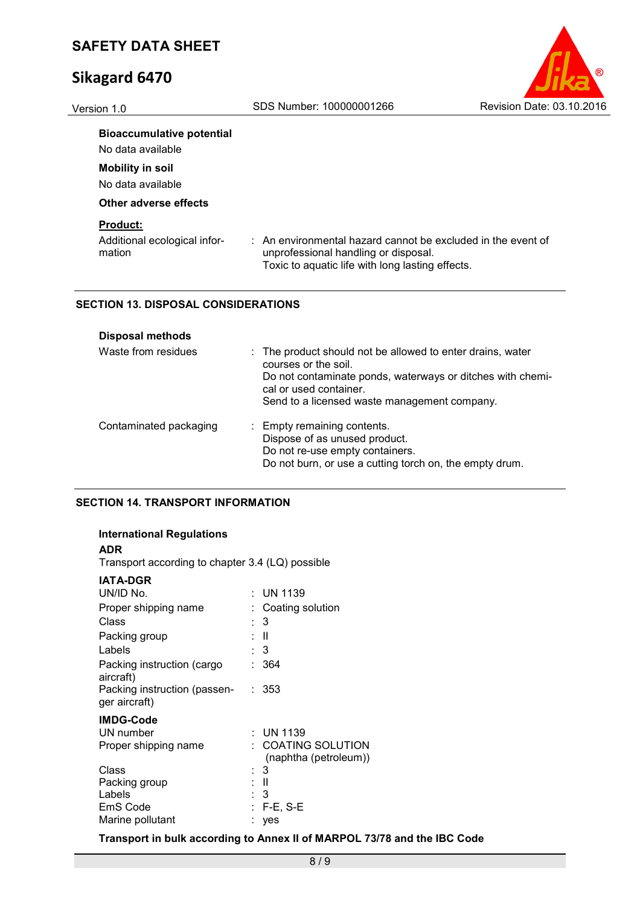**Bioaccumulative potential**

No data available

**Mobility in soil**

No data available

**Other adverse effects**

**Product:**

| | |
|---|---|
| Additional ecological information | : An environmental hazard cannot be excluded in the event of unprofessional handling or disposal.<br>Toxic to aquatic life with long lasting effects. |

## SECTION 13. DISPOSAL CONSIDERATIONS

**Disposal methods**

| | |
|---|---|
| Waste from residues | : The product should not be allowed to enter drains, water courses or the soil.<br>Do not contaminate ponds, waterways or ditches with chemical or used container.<br>Send to a licensed waste management company. |
| Contaminated packaging | : Empty remaining contents.<br>Dispose of as unused product.<br>Do not re-use empty containers.<br>Do not burn, or use a cutting torch on, the empty drum. |

## SECTION 14. TRANSPORT INFORMATION

**International Regulations**

**ADR**

Transport according to chapter 3.4 (LQ) possible

**IATA-DGR**

| | |
|---|---|
| UN/ID No. | : UN 1139 |
| Proper shipping name | : Coating solution |
| Class | : 3 |
| Packing group | : II |
| Labels | : 3 |
| Packing instruction (cargo aircraft) | : 364 |
| Packing instruction (passenger aircraft) | : 353 |

**IMDG-Code**

| | |
|---|---|
| UN number | : UN 1139 |
| Proper shipping name | : COATING SOLUTION (naphtha (petroleum)) |
| Class | : 3 |
| Packing group | : II |
| Labels | : 3 |
| EmS Code | : F-E, S-E |
| Marine pollutant | : yes |

**Transport in bulk according to Annex II of MARPOL 73/78 and the IBC Code**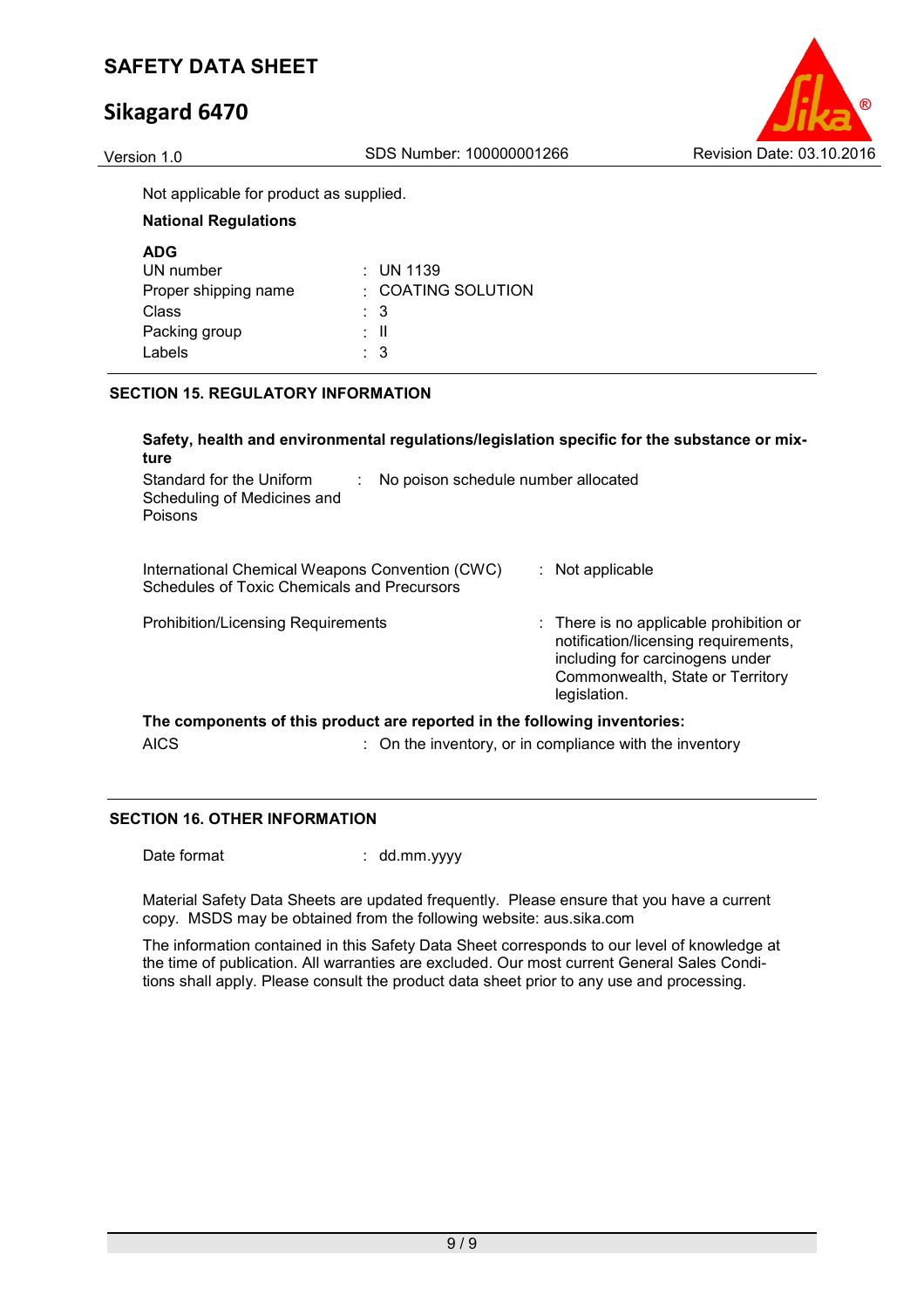Not applicable for product as supplied.

**National Regulations**

**ADG**

| | |
|---|---|
| UN number | : UN 1139 |
| Proper shipping name | : COATING SOLUTION |
| Class | : 3 |
| Packing group | : II |
| Labels | : 3 |

## SECTION 15. REGULATORY INFORMATION

**Safety, health and environmental regulations/legislation specific for the substance or mixture**

| | |
|---|---|
| Standard for the Uniform Scheduling of Medicines and Poisons | : No poison schedule number allocated |
| International Chemical Weapons Convention (CWC) Schedules of Toxic Chemicals and Precursors | : Not applicable |
| Prohibition/Licensing Requirements | : There is no applicable prohibition or notification/licensing requirements, including for carcinogens under Commonwealth, State or Territory legislation. |

**The components of this product are reported in the following inventories:**

| | |
|---|---|
| AICS | : On the inventory, or in compliance with the inventory |

## SECTION 16. OTHER INFORMATION

| | |
|---|---|
| Date format | : dd.mm.yyyy |

Material Safety Data Sheets are updated frequently. Please ensure that you have a current copy. MSDS may be obtained from the following website: aus.sika.com

The information contained in this Safety Data Sheet corresponds to our level of knowledge at the time of publication. All warranties are excluded. Our most current General Sales Conditions shall apply. Please consult the product data sheet prior to any use and processing.